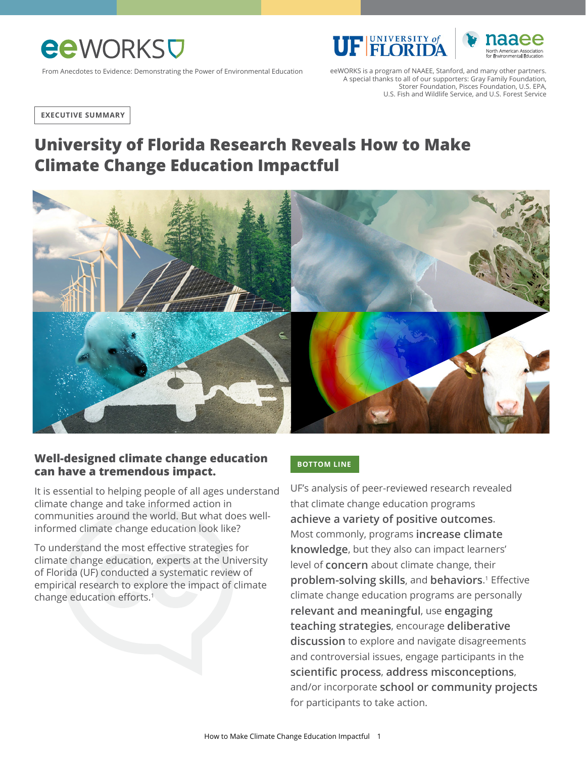eeWORKS

From Anecdotes to Evidence: Demonstrating the Power of Environmental Education

eeWORKS is a program of NAAEE, Stanford, and many other partners. A special thanks to all of our supporters: Gray Family Foundation, Storer Foundation, Pisces Foundation, U.S. EPA, U.S. Fish and Wildlife Service, and U.S. Forest Service

EXECUTIVE SUMMARY

# University of Florida Research Reveals How to Make Climate Change Education Impactful

## Well-designed climate change education can have a tremendous impact.

It is essential to helping people of all ages understand climate change and take informed action in communities around the world. But what does well-informed climate change education look like?

To understand the most effective strategies for climate change education, experts at the University of Florida (UF) conducted a systematic review of empirical research to explore the impact of climate change education efforts.[1]

### BOTTOM LINE

UF's analysis of peer-reviewed research revealed that climate change education programs **achieve a variety of positive outcomes**. Most commonly, programs **increase climate knowledge**, but they also can impact learners' level of **concern** about climate change, their **problem-solving skills**, and **behaviors**.[1] Effective climate change education programs are personally **relevant and meaningful**, use **engaging teaching strategies**, encourage **deliberative discussion** to explore and navigate disagreements and controversial issues, engage participants in the **scientific process**, **address misconceptions**, and/or incorporate **school or community projects** for participants to take action.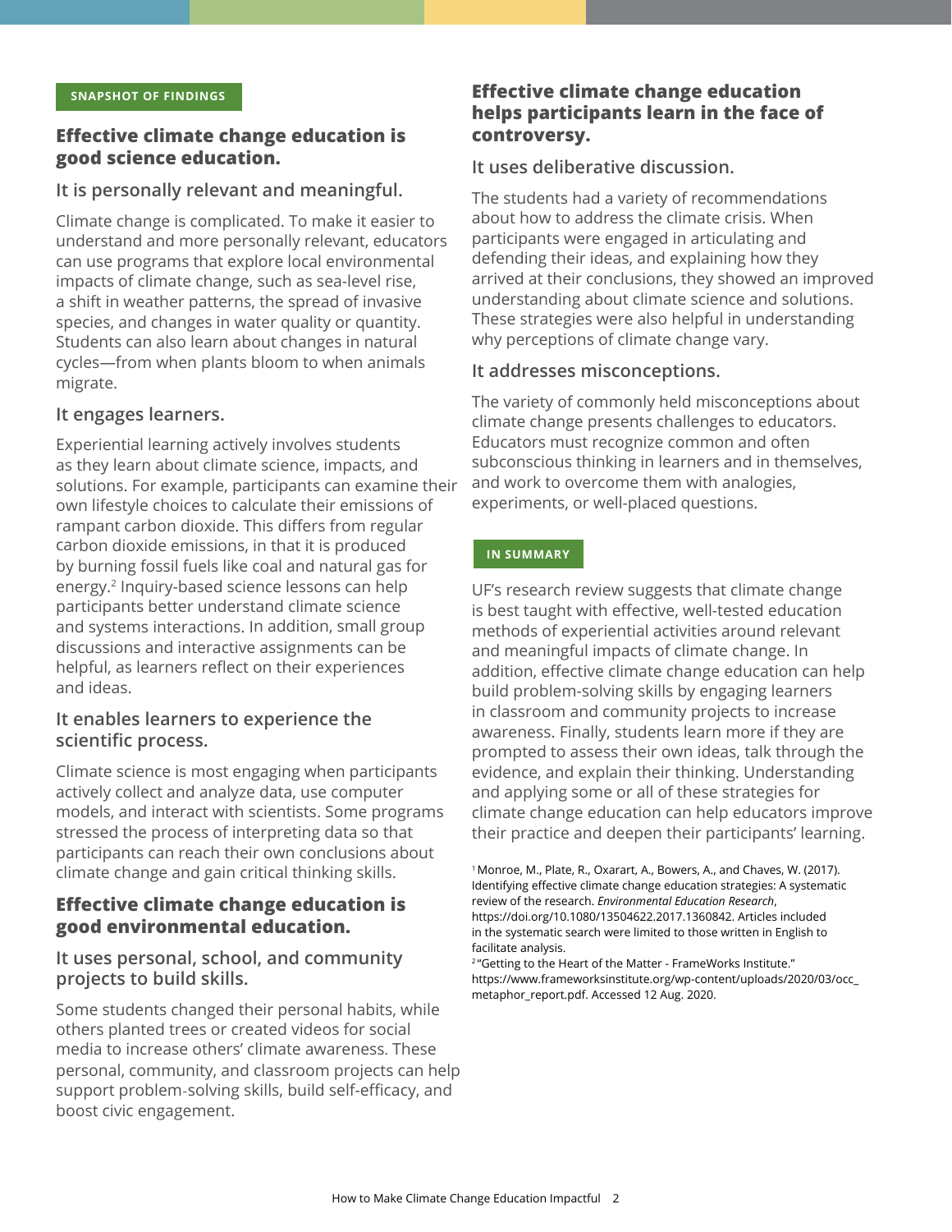SNAPSHOT OF FINDINGS

## Effective climate change education is good science education.

### It is personally relevant and meaningful.

Climate change is complicated. To make it easier to understand and more personally relevant, educators can use programs that explore local environmental impacts of climate change, such as sea-level rise, a shift in weather patterns, the spread of invasive species, and changes in water quality or quantity. Students can also learn about changes in natural cycles—from when plants bloom to when animals migrate.

### It engages learners.

Experiential learning actively involves students as they learn about climate science, impacts, and solutions. For example, participants can examine their own lifestyle choices to calculate their emissions of rampant carbon dioxide. This differs from regular carbon dioxide emissions, in that it is produced by burning fossil fuels like coal and natural gas for energy.[2] Inquiry-based science lessons can help participants better understand climate science and systems interactions. In addition, small group discussions and interactive assignments can be helpful, as learners reflect on their experiences and ideas.

### It enables learners to experience the scientific process.

Climate science is most engaging when participants actively collect and analyze data, use computer models, and interact with scientists. Some programs stressed the process of interpreting data so that participants can reach their own conclusions about climate change and gain critical thinking skills.

## Effective climate change education is good environmental education.

### It uses personal, school, and community projects to build skills.

Some students changed their personal habits, while others planted trees or created videos for social media to increase others' climate awareness. These personal, community, and classroom projects can help support problem-solving skills, build self-efficacy, and boost civic engagement.

## Effective climate change education helps participants learn in the face of controversy.

### It uses deliberative discussion.

The students had a variety of recommendations about how to address the climate crisis. When participants were engaged in articulating and defending their ideas, and explaining how they arrived at their conclusions, they showed an improved understanding about climate science and solutions. These strategies were also helpful in understanding why perceptions of climate change vary.

### It addresses misconceptions.

The variety of commonly held misconceptions about climate change presents challenges to educators. Educators must recognize common and often subconscious thinking in learners and in themselves, and work to overcome them with analogies, experiments, or well-placed questions.

IN SUMMARY

UF's research review suggests that climate change is best taught with effective, well-tested education methods of experiential activities around relevant and meaningful impacts of climate change. In addition, effective climate change education can help build problem-solving skills by engaging learners in classroom and community projects to increase awareness. Finally, students learn more if they are prompted to assess their own ideas, talk through the evidence, and explain their thinking. Understanding and applying some or all of these strategies for climate change education can help educators improve their practice and deepen their participants' learning.

[1] Monroe, M., Plate, R., Oxarart, A., Bowers, A., and Chaves, W. (2017). Identifying effective climate change education strategies: A systematic review of the research. *Environmental Education Research*, https://doi.org/10.1080/13504622.2017.1360842. Articles included in the systematic search were limited to those written in English to facilitate analysis.

[2] "Getting to the Heart of the Matter - FrameWorks Institute." https://www.frameworksinstitute.org/wp-content/uploads/2020/03/occ_metaphor_report.pdf. Accessed 12 Aug. 2020.